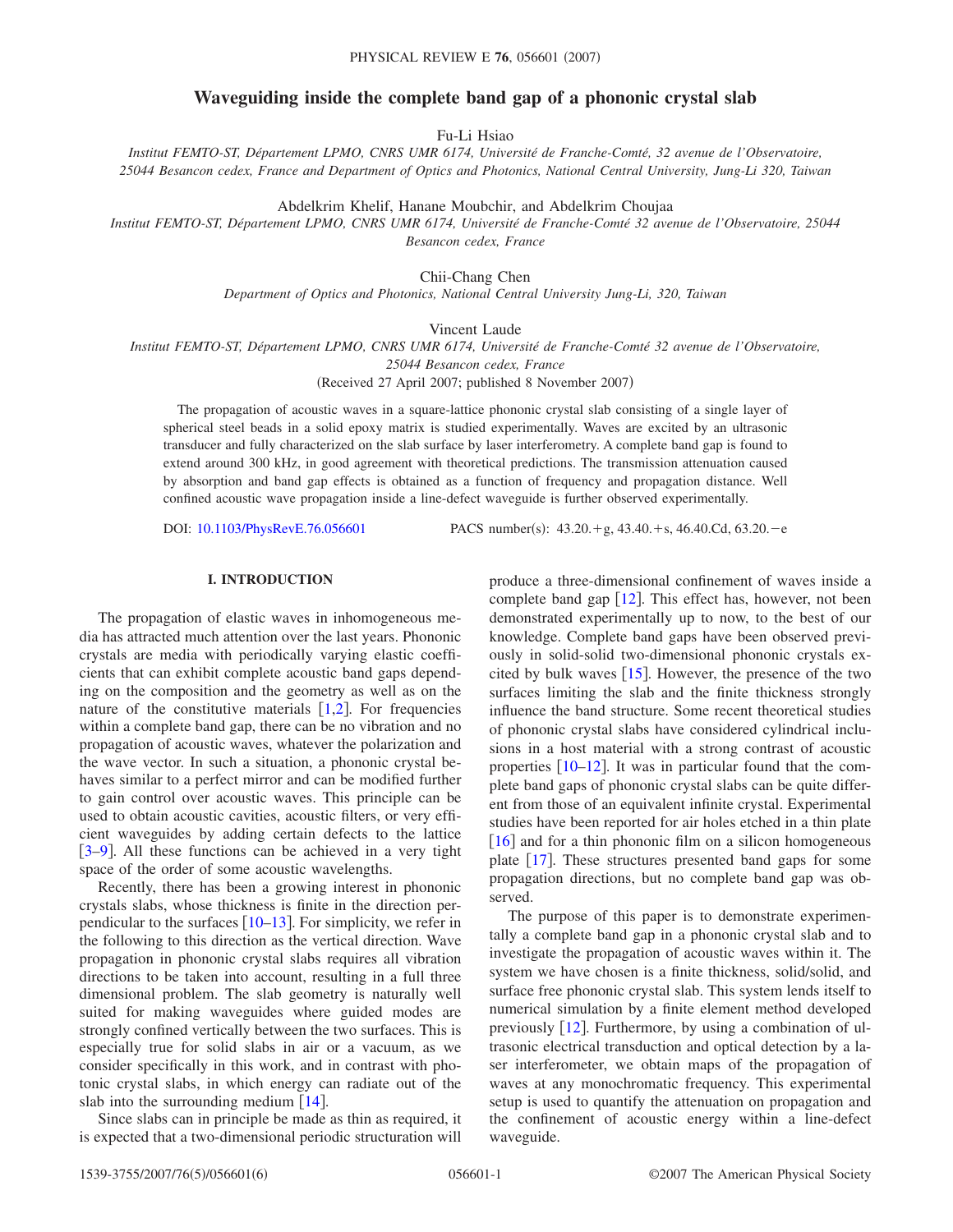# Waveguiding inside the complete band gap of a phononic crystal slab

Fu-Li Hsiao

*Institut FEMTO-ST, Département LPMO, CNRS UMR 6174, Université de Franche-Comté, 32 avenue de l'Observatoire, 25044 Besancon cedex, France and Department of Optics and Photonics, National Central University, Jung-Li 320, Taiwan*

Abdelkrim Khelif, Hanane Moubchir, and Abdelkrim Choujaa

*Institut FEMTO-ST, Département LPMO, CNRS UMR 6174, Université de Franche-Comté 32 avenue de l'Observatoire, 25044 Besancon cedex, France*

Chii-Chang Chen

*Department of Optics and Photonics, National Central University Jung-Li, 320, Taiwan*

Vincent Laude

*Institut FEMTO-ST, Département LPMO, CNRS UMR 6174, Université de Franche-Comté 32 avenue de l'Observatoire, 25044 Besancon cedex, France*

(Received 27 April 2007; published 8 November 2007)

The propagation of acoustic waves in a square-lattice phononic crystal slab consisting of a single layer of spherical steel beads in a solid epoxy matrix is studied experimentally. Waves are excited by an ultrasonic transducer and fully characterized on the slab surface by laser interferometry. A complete band gap is found to extend around 300 kHz, in good agreement with theoretical predictions. The transmission attenuation caused by absorption and band gap effects is obtained as a function of frequency and propagation distance. Well confined acoustic wave propagation inside a line-defect waveguide is further observed experimentally.

DOI: 10.1103/PhysRevE.76.056601 PACS number(s): 43.20.+g, 43.40.+s, 46.40.Cd, 63.20.−e

## I. INTRODUCTION

The propagation of elastic waves in inhomogeneous media has attracted much attention over the last years. Phononic crystals are media with periodically varying elastic coefficients that can exhibit complete acoustic band gaps depending on the composition and the geometry as well as on the nature of the constitutive materials [1,2]. For frequencies within a complete band gap, there can be no vibration and no propagation of acoustic waves, whatever the polarization and the wave vector. In such a situation, a phononic crystal behaves similar to a perfect mirror and can be modified further to gain control over acoustic waves. This principle can be used to obtain acoustic cavities, acoustic filters, or very efficient waveguides by adding certain defects to the lattice [3–9]. All these functions can be achieved in a very tight space of the order of some acoustic wavelengths.

Recently, there has been a growing interest in phononic crystals slabs, whose thickness is finite in the direction perpendicular to the surfaces [10–13]. For simplicity, we refer in the following to this direction as the vertical direction. Wave propagation in phononic crystal slabs requires all vibration directions to be taken into account, resulting in a full three dimensional problem. The slab geometry is naturally well suited for making waveguides where guided modes are strongly confined vertically between the two surfaces. This is especially true for solid slabs in air or a vacuum, as we consider specifically in this work, and in contrast with photonic crystal slabs, in which energy can radiate out of the slab into the surrounding medium [14].

Since slabs can in principle be made as thin as required, it is expected that a two-dimensional periodic structuration will produce a three-dimensional confinement of waves inside a complete band gap [12]. This effect has, however, not been demonstrated experimentally up to now, to the best of our knowledge. Complete band gaps have been observed previously in solid-solid two-dimensional phononic crystals excited by bulk waves [15]. However, the presence of the two surfaces limiting the slab and the finite thickness strongly influence the band structure. Some recent theoretical studies of phononic crystal slabs have considered cylindrical inclusions in a host material with a strong contrast of acoustic properties [10–12]. It was in particular found that the complete band gaps of phononic crystal slabs can be quite different from those of an equivalent infinite crystal. Experimental studies have been reported for air holes etched in a thin plate [16] and for a thin phononic film on a silicon homogeneous plate [17]. These structures presented band gaps for some propagation directions, but no complete band gap was observed.

The purpose of this paper is to demonstrate experimentally a complete band gap in a phononic crystal slab and to investigate the propagation of acoustic waves within it. The system we have chosen is a finite thickness, solid/solid, and surface free phononic crystal slab. This system lends itself to numerical simulation by a finite element method developed previously [12]. Furthermore, by using a combination of ultrasonic electrical transduction and optical detection by a laser interferometer, we obtain maps of the propagation of waves at any monochromatic frequency. This experimental setup is used to quantify the attenuation on propagation and the confinement of acoustic energy within a line-defect waveguide.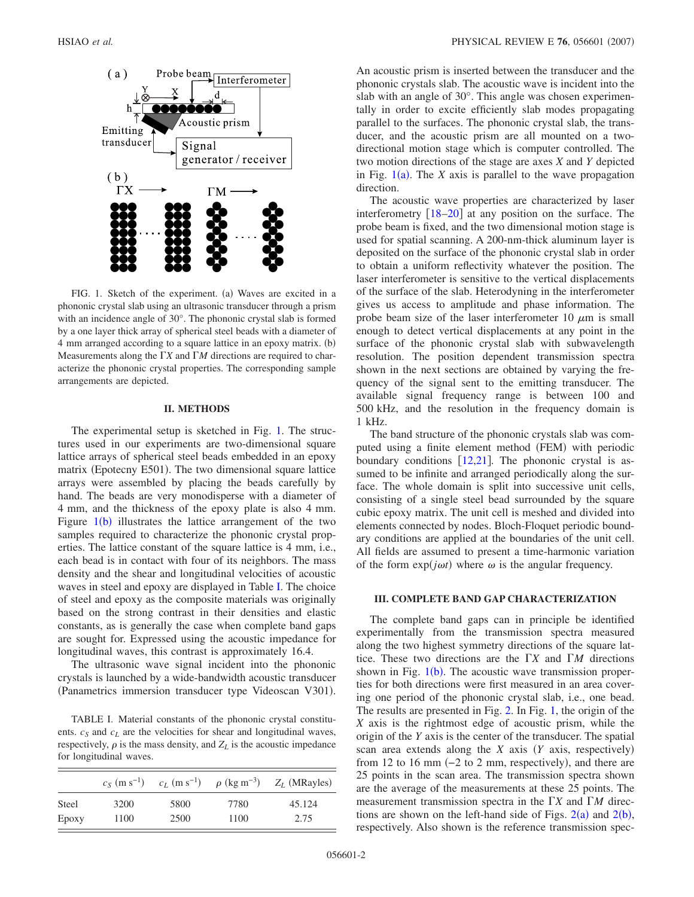FIG. 1. Sketch of the experiment. (a) Waves are excited in a phononic crystal slab using an ultrasonic transducer through a prism with an incidence angle of 30°. The phononic crystal slab is formed by a one layer thick array of spherical steel beads with a diameter of 4 mm arranged according to a square lattice in an epoxy matrix. (b) Measurements along the $\Gamma X$ and $\Gamma M$ directions are required to characterize the phononic crystal properties. The corresponding sample arrangements are depicted.

## II. METHODS

The experimental setup is sketched in Fig. 1. The structures used in our experiments are two-dimensional square lattice arrays of spherical steel beads embedded in an epoxy matrix (Epotecny E501). The two dimensional square lattice arrays were assembled by placing the beads carefully by hand. The beads are very monodisperse with a diameter of 4 mm, and the thickness of the epoxy plate is also 4 mm. Figure 1(b) illustrates the lattice arrangement of the two samples required to characterize the phononic crystal properties. The lattice constant of the square lattice is 4 mm, i.e., each bead is in contact with four of its neighbors. The mass density and the shear and longitudinal velocities of acoustic waves in steel and epoxy are displayed in Table I. The choice of steel and epoxy as the composite materials was originally based on the strong contrast in their densities and elastic constants, as is generally the case when complete band gaps are sought for. Expressed using the acoustic impedance for longitudinal waves, this contrast is approximately 16.4.

The ultrasonic wave signal incident into the phononic crystals is launched by a wide-bandwidth acoustic transducer (Panametrics immersion transducer type Videoscan V301).

TABLE I. Material constants of the phononic crystal constituents. $c_S$ and $c_L$ are the velocities for shear and longitudinal waves, respectively, $\rho$ is the mass density, and $Z_L$ is the acoustic impedance for longitudinal waves.

| | $c_S$ (m s$^{-1}$) | $c_L$ (m s$^{-1}$) | $\rho$ (kg m$^{-3}$) | $Z_L$ (MRayles) |
|---|---|---|---|---|
| Steel | 3200 | 5800 | 7780 | 45.124 |
| Epoxy | 1100 | 2500 | 1100 | 2.75 |

An acoustic prism is inserted between the transducer and the phononic crystals slab. The acoustic wave is incident into the slab with an angle of 30°. This angle was chosen experimentally in order to excite efficiently slab modes propagating parallel to the surfaces. The phononic crystal slab, the transducer, and the acoustic prism are all mounted on a two-directional motion stage which is computer controlled. The two motion directions of the stage are axes $X$ and $Y$ depicted in Fig. 1(a). The $X$ axis is parallel to the wave propagation direction.

The acoustic wave properties are characterized by laser interferometry [18–20] at any position on the surface. The probe beam is fixed, and the two dimensional motion stage is used for spatial scanning. A 200-nm-thick aluminum layer is deposited on the surface of the phononic crystal slab in order to obtain a uniform reflectivity whatever the position. The laser interferometer is sensitive to the vertical displacements of the surface of the slab. Heterodyning in the interferometer gives us access to amplitude and phase information. The probe beam size of the laser interferometer 10 $\mu$m is small enough to detect vertical displacements at any point in the surface of the phononic crystal slab with subwavelength resolution. The position dependent transmission spectra shown in the next sections are obtained by varying the frequency of the signal sent to the emitting transducer. The available signal frequency range is between 100 and 500 kHz, and the resolution in the frequency domain is 1 kHz.

The band structure of the phononic crystals slab was computed using a finite element method (FEM) with periodic boundary conditions [12,21]. The phononic crystal is assumed to be infinite and arranged periodically along the surface. The whole domain is split into successive unit cells, consisting of a single steel bead surrounded by the square cubic epoxy matrix. The unit cell is meshed and divided into elements connected by nodes. Bloch-Floquet periodic boundary conditions are applied at the boundaries of the unit cell. All fields are assumed to present a time-harmonic variation of the form $\exp(j\omega t)$ where $\omega$ is the angular frequency.

## III. COMPLETE BAND GAP CHARACTERIZATION

The complete band gaps can in principle be identified experimentally from the transmission spectra measured along the two highest symmetry directions of the square lattice. These two directions are the $\Gamma X$ and $\Gamma M$ directions shown in Fig. 1(b). The acoustic wave transmission properties for both directions were first measured in an area covering one period of the phononic crystal slab, i.e., one bead. The results are presented in Fig. 2. In Fig. 1, the origin of the $X$ axis is the rightmost edge of acoustic prism, while the origin of the $Y$ axis is the center of the transducer. The spatial scan area extends along the $X$ axis ($Y$ axis, respectively) from 12 to 16 mm (−2 to 2 mm, respectively), and there are 25 points in the scan area. The transmission spectra shown are the average of the measurements at these 25 points. The measurement transmission spectra in the $\Gamma X$ and $\Gamma M$ directions are shown on the left-hand side of Figs. 2(a) and 2(b), respectively. Also shown is the reference transmission spec-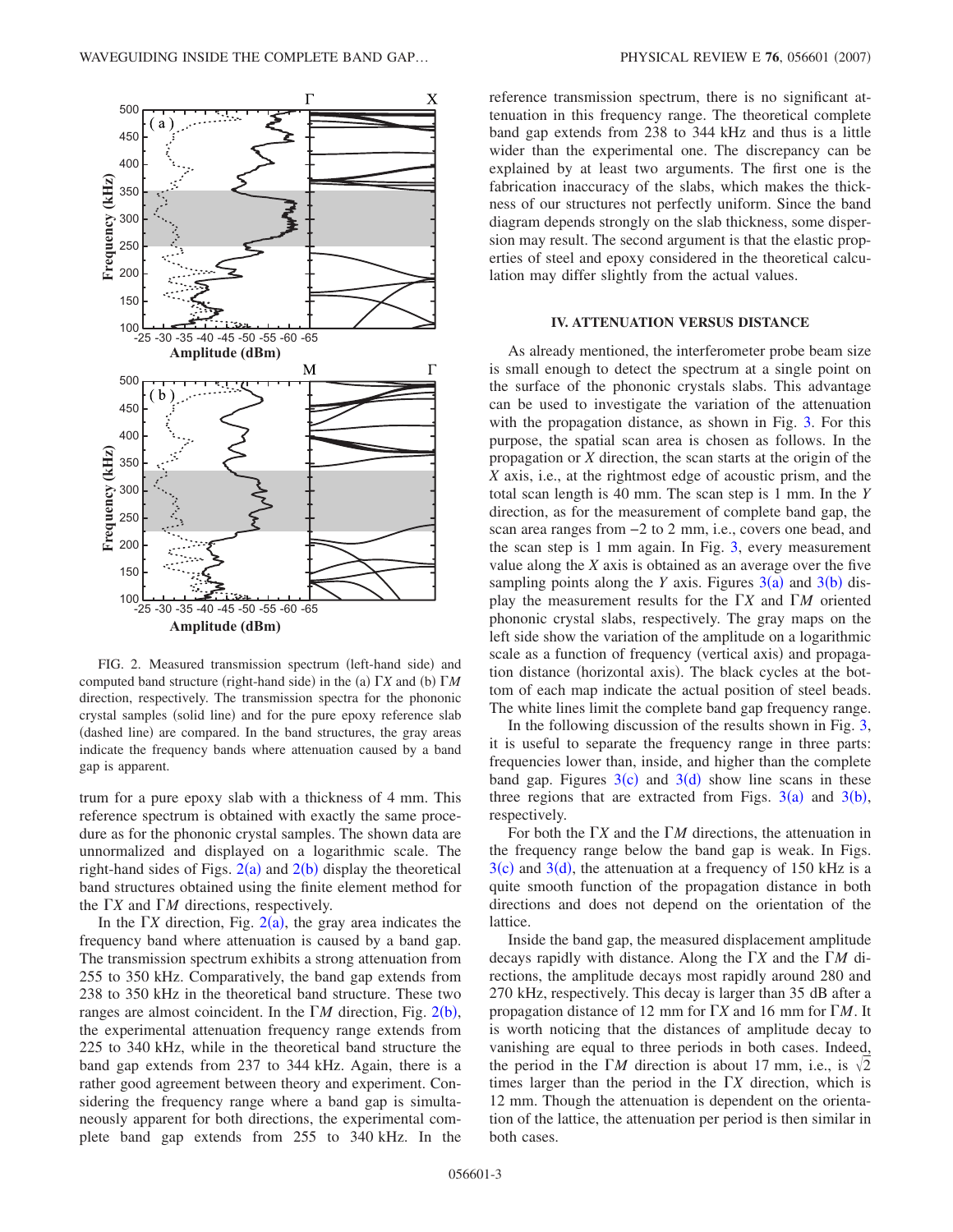FIG. 2. Measured transmission spectrum (left-hand side) and computed band structure (right-hand side) in the (a) $\Gamma X$ and (b) $\Gamma M$ direction, respectively. The transmission spectra for the phononic crystal samples (solid line) and for the pure epoxy reference slab (dashed line) are compared. In the band structures, the gray areas indicate the frequency bands where attenuation caused by a band gap is apparent.

trum for a pure epoxy slab with a thickness of 4 mm. This reference spectrum is obtained with exactly the same procedure as for the phononic crystal samples. The shown data are unnormalized and displayed on a logarithmic scale. The right-hand sides of Figs. 2(a) and 2(b) display the theoretical band structures obtained using the finite element method for the $\Gamma X$ and $\Gamma M$ directions, respectively.

In the $\Gamma X$ direction, Fig. 2(a), the gray area indicates the frequency band where attenuation is caused by a band gap. The transmission spectrum exhibits a strong attenuation from 255 to 350 kHz. Comparatively, the band gap extends from 238 to 350 kHz in the theoretical band structure. These two ranges are almost coincident. In the $\Gamma M$ direction, Fig. 2(b), the experimental attenuation frequency range extends from 225 to 340 kHz, while in the theoretical band structure the band gap extends from 237 to 344 kHz. Again, there is a rather good agreement between theory and experiment. Considering the frequency range where a band gap is simultaneously apparent for both directions, the experimental complete band gap extends from 255 to 340 kHz. In the reference transmission spectrum, there is no significant attenuation in this frequency range. The theoretical complete band gap extends from 238 to 344 kHz and thus is a little wider than the experimental one. The discrepancy can be explained by at least two arguments. The first one is the fabrication inaccuracy of the slabs, which makes the thickness of our structures not perfectly uniform. Since the band diagram depends strongly on the slab thickness, some dispersion may result. The second argument is that the elastic properties of steel and epoxy considered in the theoretical calculation may differ slightly from the actual values.

## IV. ATTENUATION VERSUS DISTANCE

As already mentioned, the interferometer probe beam size is small enough to detect the spectrum at a single point on the surface of the phononic crystals slabs. This advantage can be used to investigate the variation of the attenuation with the propagation distance, as shown in Fig. 3. For this purpose, the spatial scan area is chosen as follows. In the propagation or $X$ direction, the scan starts at the origin of the $X$ axis, i.e., at the rightmost edge of acoustic prism, and the total scan length is 40 mm. The scan step is 1 mm. In the $Y$ direction, as for the measurement of complete band gap, the scan area ranges from $-2$ to 2 mm, i.e., covers one bead, and the scan step is 1 mm again. In Fig. 3, every measurement value along the $X$ axis is obtained as an average over the five sampling points along the $Y$ axis. Figures 3(a) and 3(b) display the measurement results for the $\Gamma X$ and $\Gamma M$ oriented phononic crystal slabs, respectively. The gray maps on the left side show the variation of the amplitude on a logarithmic scale as a function of frequency (vertical axis) and propagation distance (horizontal axis). The black cycles at the bottom of each map indicate the actual position of steel beads. The white lines limit the complete band gap frequency range.

In the following discussion of the results shown in Fig. 3, it is useful to separate the frequency range in three parts: frequencies lower than, inside, and higher than the complete band gap. Figures 3(c) and 3(d) show line scans in these three regions that are extracted from Figs. 3(a) and 3(b), respectively.

For both the $\Gamma X$ and the $\Gamma M$ directions, the attenuation in the frequency range below the band gap is weak. In Figs. 3(c) and 3(d), the attenuation at a frequency of 150 kHz is a quite smooth function of the propagation distance in both directions and does not depend on the orientation of the lattice.

Inside the band gap, the measured displacement amplitude decays rapidly with distance. Along the $\Gamma X$ and the $\Gamma M$ directions, the amplitude decays most rapidly around 280 and 270 kHz, respectively. This decay is larger than 35 dB after a propagation distance of 12 mm for $\Gamma X$ and 16 mm for $\Gamma M$. It is worth noticing that the distances of amplitude decay to vanishing are equal to three periods in both cases. Indeed, the period in the $\Gamma M$ direction is about 17 mm, i.e., is $\sqrt{2}$ times larger than the period in the $\Gamma X$ direction, which is 12 mm. Though the attenuation is dependent on the orientation of the lattice, the attenuation per period is then similar in both cases.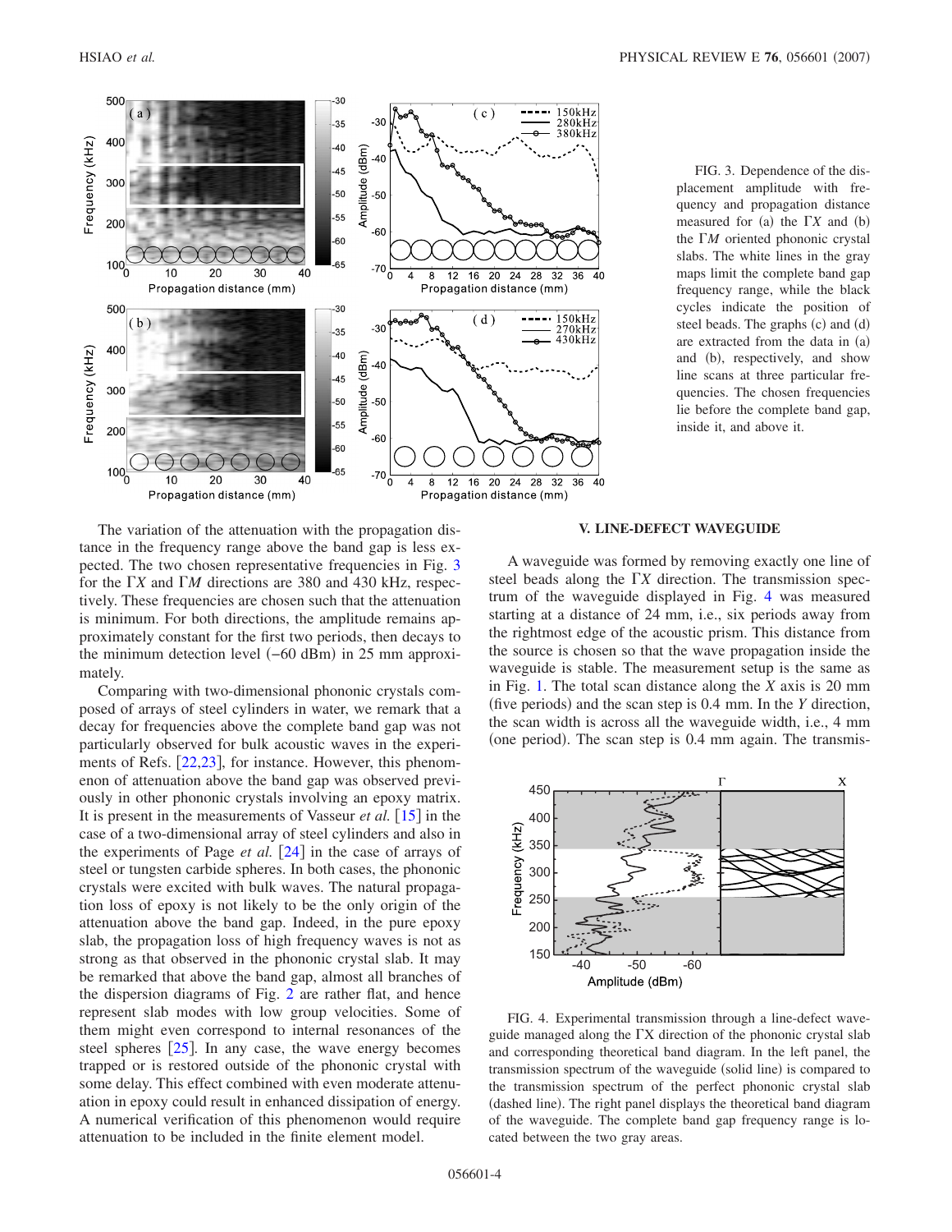FIG. 3. Dependence of the displacement amplitude with frequency and propagation distance measured for (a) the Γ*X* and (b) the Γ*M* oriented phononic crystal slabs. The white lines in the gray maps limit the complete band gap frequency range, while the black cycles indicate the position of steel beads. The graphs (c) and (d) are extracted from the data in (a) and (b), respectively, and show line scans at three particular frequencies. The chosen frequencies lie before the complete band gap, inside it, and above it.

The variation of the attenuation with the propagation distance in the frequency range above the band gap is less expected. The two chosen representative frequencies in Fig. 3 for the Γ*X* and Γ*M* directions are 380 and 430 kHz, respectively. These frequencies are chosen such that the attenuation is minimum. For both directions, the amplitude remains approximately constant for the first two periods, then decays to the minimum detection level (−60 dBm) in 25 mm approximately.

Comparing with two-dimensional phononic crystals composed of arrays of steel cylinders in water, we remark that a decay for frequencies above the complete band gap was not particularly observed for bulk acoustic waves in the experiments of Refs. [22,23], for instance. However, this phenomenon of attenuation above the band gap was observed previously in other phononic crystals involving an epoxy matrix. It is present in the measurements of Vasseur *et al.* [15] in the case of a two-dimensional array of steel cylinders and also in the experiments of Page *et al.* [24] in the case of arrays of steel or tungsten carbide spheres. In both cases, the phononic crystals were excited with bulk waves. The natural propagation loss of epoxy is not likely to be the only origin of the attenuation above the band gap. Indeed, in the pure epoxy slab, the propagation loss of high frequency waves is not as strong as that observed in the phononic crystal slab. It may be remarked that above the band gap, almost all branches of the dispersion diagrams of Fig. 2 are rather flat, and hence represent slab modes with low group velocities. Some of them might even correspond to internal resonances of the steel spheres [25]. In any case, the wave energy becomes trapped or is restored outside of the phononic crystal with some delay. This effect combined with even moderate attenuation in epoxy could result in enhanced dissipation of energy. A numerical verification of this phenomenon would require attenuation to be included in the finite element model.

## V. LINE-DEFECT WAVEGUIDE

A waveguide was formed by removing exactly one line of steel beads along the Γ*X* direction. The transmission spectrum of the waveguide displayed in Fig. 4 was measured starting at a distance of 24 mm, i.e., six periods away from the rightmost edge of the acoustic prism. This distance from the source is chosen so that the wave propagation inside the waveguide is stable. The measurement setup is the same as in Fig. 1. The total scan distance along the *X* axis is 20 mm (five periods) and the scan step is 0.4 mm. In the *Y* direction, the scan width is across all the waveguide width, i.e., 4 mm (one period). The scan step is 0.4 mm again. The transmis-

FIG. 4. Experimental transmission through a line-defect waveguide managed along the ΓX direction of the phononic crystal slab and corresponding theoretical band diagram. In the left panel, the transmission spectrum of the waveguide (solid line) is compared to the transmission spectrum of the perfect phononic crystal slab (dashed line). The right panel displays the theoretical band diagram of the waveguide. The complete band gap frequency range is located between the two gray areas.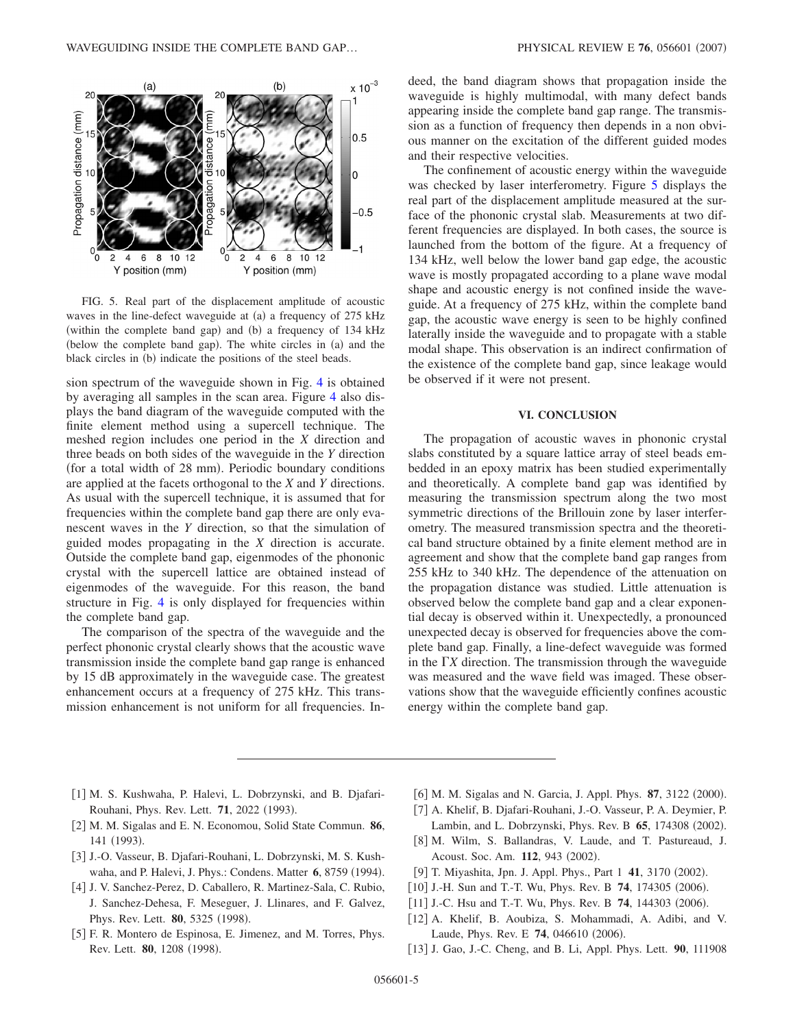FIG. 5. Real part of the displacement amplitude of acoustic waves in the line-defect waveguide at (a) a frequency of 275 kHz (within the complete band gap) and (b) a frequency of 134 kHz (below the complete band gap). The white circles in (a) and the black circles in (b) indicate the positions of the steel beads.

sion spectrum of the waveguide shown in Fig. 4 is obtained by averaging all samples in the scan area. Figure 4 also displays the band diagram of the waveguide computed with the finite element method using a supercell technique. The meshed region includes one period in the $X$ direction and three beads on both sides of the waveguide in the $Y$ direction (for a total width of 28 mm). Periodic boundary conditions are applied at the facets orthogonal to the $X$ and $Y$ directions. As usual with the supercell technique, it is assumed that for frequencies within the complete band gap there are only evanescent waves in the $Y$ direction, so that the simulation of guided modes propagating in the $X$ direction is accurate. Outside the complete band gap, eigenmodes of the phononic crystal with the supercell lattice are obtained instead of eigenmodes of the waveguide. For this reason, the band structure in Fig. 4 is only displayed for frequencies within the complete band gap.

The comparison of the spectra of the waveguide and the perfect phononic crystal clearly shows that the acoustic wave transmission inside the complete band gap range is enhanced by 15 dB approximately in the waveguide case. The greatest enhancement occurs at a frequency of 275 kHz. This transmission enhancement is not uniform for all frequencies. Indeed, the band diagram shows that propagation inside the waveguide is highly multimodal, with many defect bands appearing inside the complete band gap range. The transmission as a function of frequency then depends in a non obvious manner on the excitation of the different guided modes and their respective velocities.

The confinement of acoustic energy within the waveguide was checked by laser interferometry. Figure 5 displays the real part of the displacement amplitude measured at the surface of the phononic crystal slab. Measurements at two different frequencies are displayed. In both cases, the source is launched from the bottom of the figure. At a frequency of 134 kHz, well below the lower band gap edge, the acoustic wave is mostly propagated according to a plane wave modal shape and acoustic energy is not confined inside the waveguide. At a frequency of 275 kHz, within the complete band gap, the acoustic wave energy is seen to be highly confined laterally inside the waveguide and to propagate with a stable modal shape. This observation is an indirect confirmation of the existence of the complete band gap, since leakage would be observed if it were not present.

## VI. CONCLUSION

The propagation of acoustic waves in phononic crystal slabs constituted by a square lattice array of steel beads embedded in an epoxy matrix has been studied experimentally and theoretically. A complete band gap was identified by measuring the transmission spectrum along the two most symmetric directions of the Brillouin zone by laser interferometry. The measured transmission spectra and the theoretical band structure obtained by a finite element method are in agreement and show that the complete band gap ranges from 255 kHz to 340 kHz. The dependence of the attenuation on the propagation distance was studied. Little attenuation is observed below the complete band gap and a clear exponential decay is observed within it. Unexpectedly, a pronounced unexpected decay is observed for frequencies above the complete band gap. Finally, a line-defect waveguide was formed in the $\Gamma X$ direction. The transmission through the waveguide was measured and the wave field was imaged. These observations show that the waveguide efficiently confines acoustic energy within the complete band gap.

---

[1] M. S. Kushwaha, P. Halevi, L. Dobrzynski, and B. Djafari-Rouhani, Phys. Rev. Lett. **71**, 2022 (1993).

[2] M. M. Sigalas and E. N. Economou, Solid State Commun. **86**, 141 (1993).

[3] J.-O. Vasseur, B. Djafari-Rouhani, L. Dobrzynski, M. S. Kushwaha, and P. Halevi, J. Phys.: Condens. Matter **6**, 8759 (1994).

[4] J. V. Sanchez-Perez, D. Caballero, R. Martinez-Sala, C. Rubio, J. Sanchez-Dehesa, F. Meseguer, J. Llinares, and F. Galvez, Phys. Rev. Lett. **80**, 5325 (1998).

[5] F. R. Montero de Espinosa, E. Jimenez, and M. Torres, Phys. Rev. Lett. **80**, 1208 (1998).

[6] M. M. Sigalas and N. Garcia, J. Appl. Phys. **87**, 3122 (2000).

[7] A. Khelif, B. Djafari-Rouhani, J.-O. Vasseur, P. A. Deymier, P. Lambin, and L. Dobrzynski, Phys. Rev. B **65**, 174308 (2002).

[8] M. Wilm, S. Ballandras, V. Laude, and T. Pastureaud, J. Acoust. Soc. Am. **112**, 943 (2002).

[9] T. Miyashita, Jpn. J. Appl. Phys., Part 1 **41**, 3170 (2002).

[10] J.-H. Sun and T.-T. Wu, Phys. Rev. B **74**, 174305 (2006).

[11] J.-C. Hsu and T.-T. Wu, Phys. Rev. B **74**, 144303 (2006).

[12] A. Khelif, B. Aoubiza, S. Mohammadi, A. Adibi, and V. Laude, Phys. Rev. E **74**, 046610 (2006).

[13] J. Gao, J.-C. Cheng, and B. Li, Appl. Phys. Lett. **90**, 111908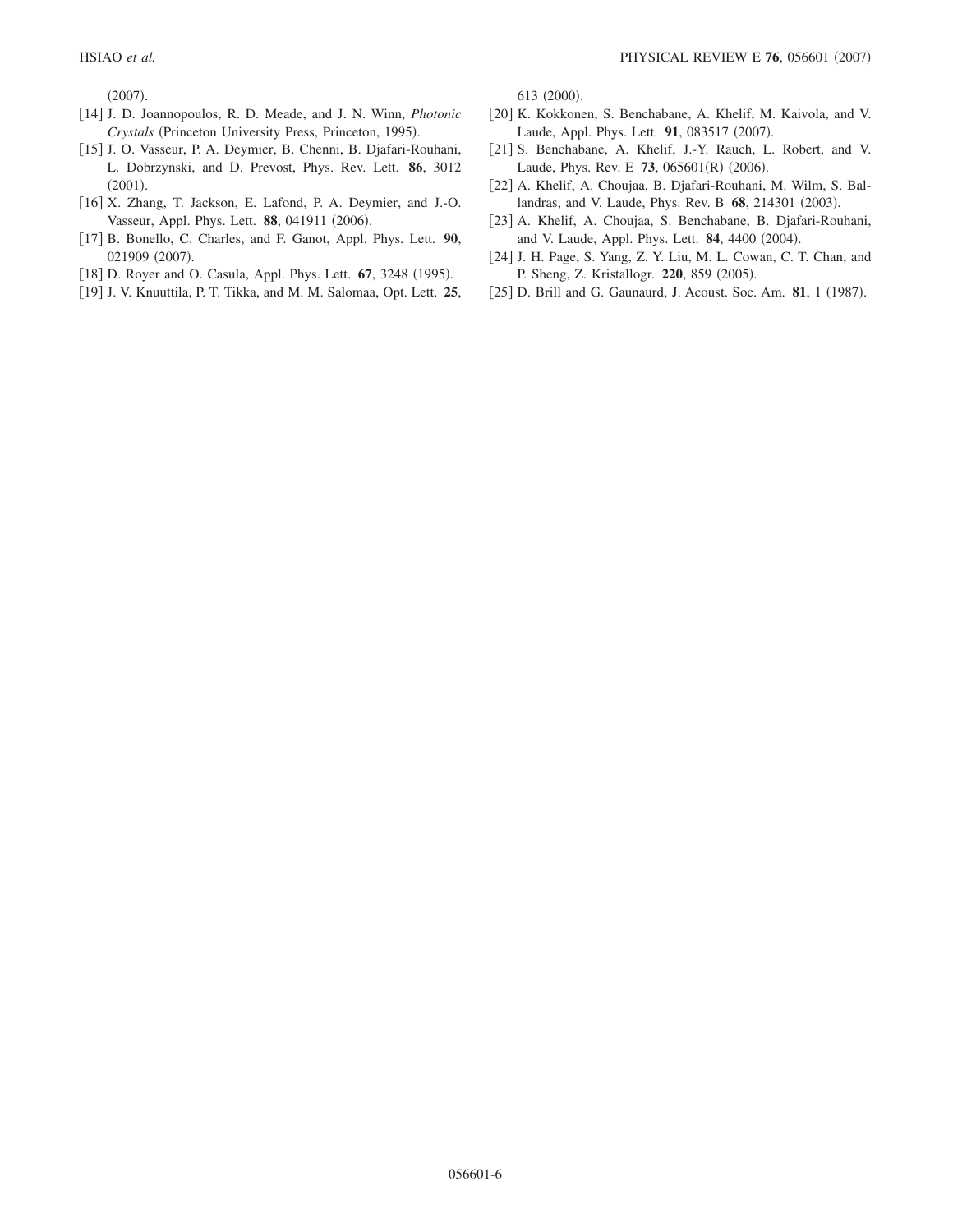(2007).

[14] J. D. Joannopoulos, R. D. Meade, and J. N. Winn, *Photonic Crystals* (Princeton University Press, Princeton, 1995).

[15] J. O. Vasseur, P. A. Deymier, B. Chenni, B. Djafari-Rouhani, L. Dobrzynski, and D. Prevost, Phys. Rev. Lett. **86**, 3012 (2001).

[16] X. Zhang, T. Jackson, E. Lafond, P. A. Deymier, and J.-O. Vasseur, Appl. Phys. Lett. **88**, 041911 (2006).

[17] B. Bonello, C. Charles, and F. Ganot, Appl. Phys. Lett. **90**, 021909 (2007).

[18] D. Royer and O. Casula, Appl. Phys. Lett. **67**, 3248 (1995).

[19] J. V. Knuuttila, P. T. Tikka, and M. M. Salomaa, Opt. Lett. **25**, 613 (2000).

[20] K. Kokkonen, S. Benchabane, A. Khelif, M. Kaivola, and V. Laude, Appl. Phys. Lett. **91**, 083517 (2007).

[21] S. Benchabane, A. Khelif, J.-Y. Rauch, L. Robert, and V. Laude, Phys. Rev. E **73**, 065601(R) (2006).

[22] A. Khelif, A. Choujaa, B. Djafari-Rouhani, M. Wilm, S. Ballandras, and V. Laude, Phys. Rev. B **68**, 214301 (2003).

[23] A. Khelif, A. Choujaa, S. Benchabane, B. Djafari-Rouhani, and V. Laude, Appl. Phys. Lett. **84**, 4400 (2004).

[24] J. H. Page, S. Yang, Z. Y. Liu, M. L. Cowan, C. T. Chan, and P. Sheng, Z. Kristallogr. **220**, 859 (2005).

[25] D. Brill and G. Gaunaurd, J. Acoust. Soc. Am. **81**, 1 (1987).